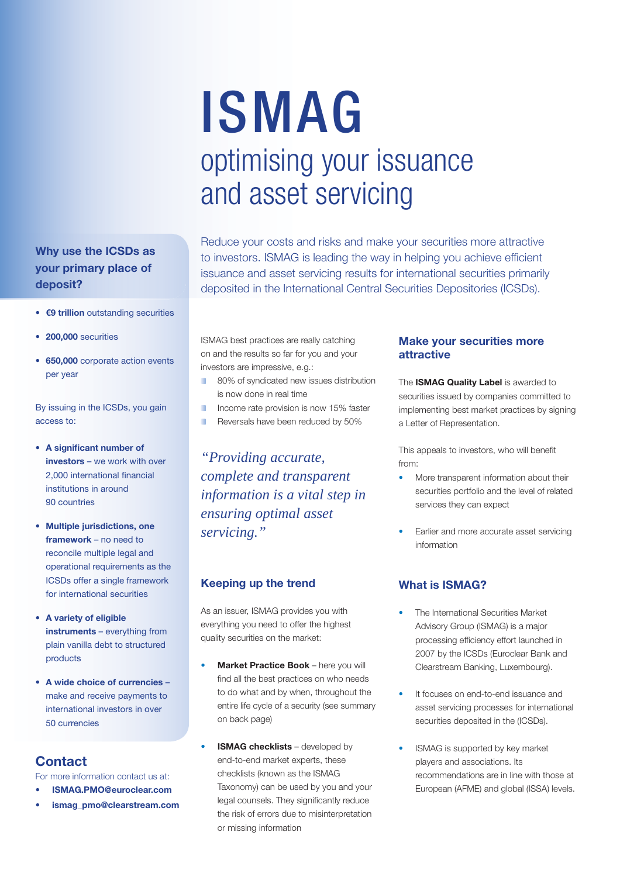# ISMAG

## optimising your issuance and asset servicing

Reduce your costs and risks and make your securities more attractive to investors. ISMAG is leading the way in helping you achieve efficient issuance and asset servicing results for international securities primarily deposited in the International Central Securities Depositories (ICSDs).

### Why use the ICSDs as your primary place of deposit?

- **€9 trillion** outstanding securities
- **200,000** securities
- **650,000** corporate action events per year

By issuing in the ICSDs, you gain access to:

- **A significant number of investors** – we work with over 2,000 international financial institutions in around 90 countries
- **Multiple jurisdictions, one framework** – no need to reconcile multiple legal and operational requirements as the ICSDs offer a single framework for international securities
- **A variety of eligible instruments** – everything from plain vanilla debt to structured products
- **A wide choice of currencies** – make and receive payments to international investors in over 50 currencies

## Contact

For more information contact us at:

- **ISMAG.PMO@euroclear.com**
- **ismag_pmo@clearstream.com**

ISMAG best practices are really catching on and the results so far for you and your investors are impressive, e.g.:

- 80% of syndicated new issues distribution is now done in real time
- Income rate provision is now 15% faster
- Reversals have been reduced by 50%

*"Providing accurate, complete and transparent information is a vital step in ensuring optimal asset servicing."*

### Keeping up the trend

As an issuer, ISMAG provides you with everything you need to offer the highest quality securities on the market:

- **Market Practice Book** – here you will find all the best practices on who needs to do what and by when, throughout the entire life cycle of a security (see summary on back page)
- **ISMAG checklists** – developed by end-to-end market experts, these checklists (known as the ISMAG Taxonomy) can be used by you and your legal counsels. They significantly reduce the risk of errors due to misinterpretation or missing information

### Make your securities more attractive

The **ISMAG Quality Label** is awarded to securities issued by companies committed to implementing best market practices by signing a Letter of Representation.

This appeals to investors, who will benefit from:

- More transparent information about their securities portfolio and the level of related services they can expect
- Earlier and more accurate asset servicing information

### What is ISMAG?

- The International Securities Market Advisory Group (ISMAG) is a major processing efficiency effort launched in 2007 by the ICSDs (Euroclear Bank and Clearstream Banking, Luxembourg).
- It focuses on end-to-end issuance and asset servicing processes for international securities deposited in the (ICSDs).
- ISMAG is supported by key market players and associations. Its recommendations are in line with those at European (AFME) and global (ISSA) levels.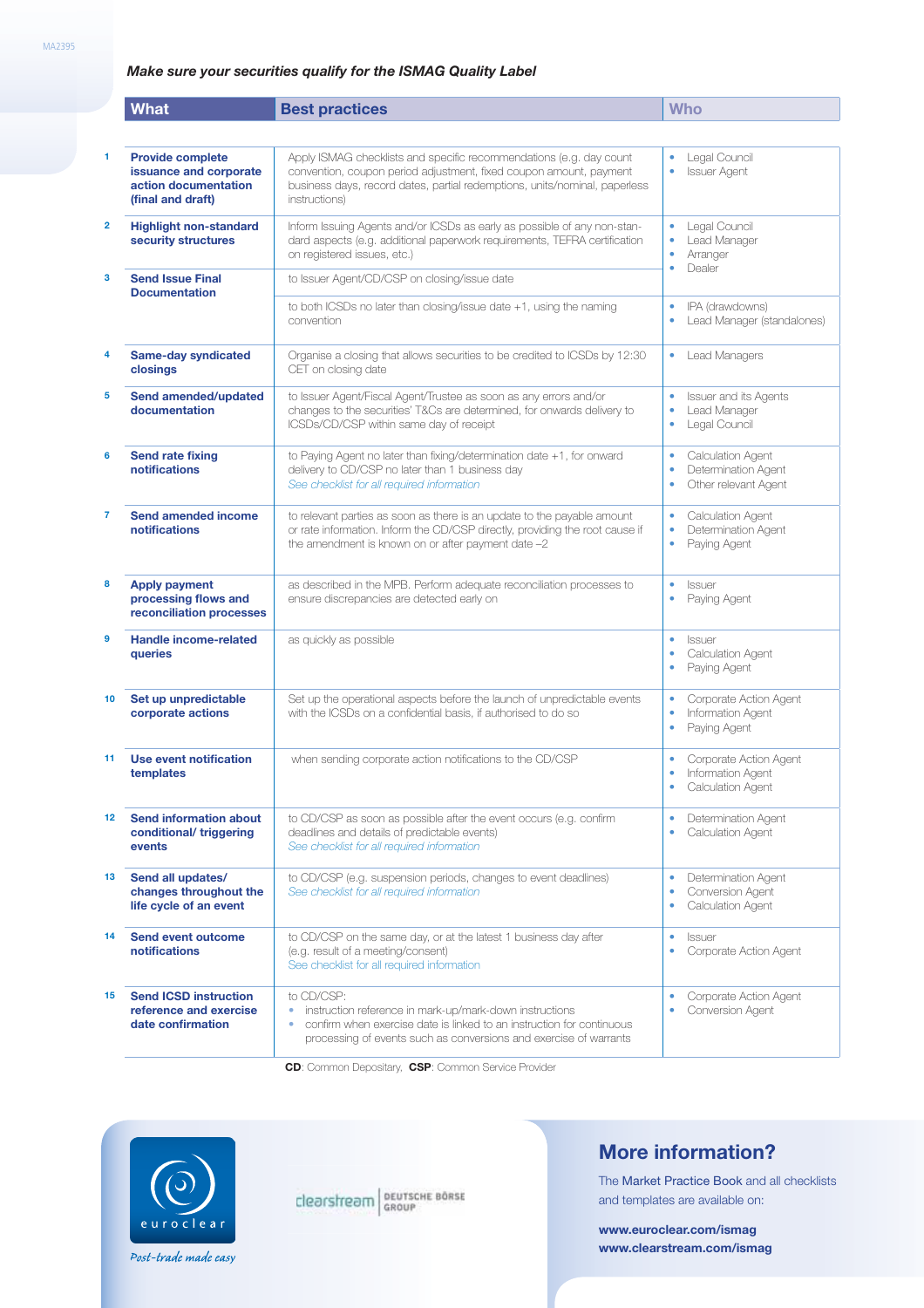*Make sure your securities qualify for the ISMAG Quality Label*

| | What | Best practices | Who |
|---|---|---|---|
| 1 | **Provide complete issuance and corporate action documentation (final and draft)** | Apply ISMAG checklists and specific recommendations (e.g. day count convention, coupon period adjustment, fixed coupon amount, payment business days, record dates, partial redemptions, units/nominal, paperless instructions) | • Legal Council<br>• Issuer Agent |
| 2 | **Highlight non-standard security structures** | Inform Issuing Agents and/or ICSDs as early as possible of any non-standard aspects (e.g. additional paperwork requirements, TEFRA certification on registered issues, etc.) | • Legal Council<br>• Lead Manager<br>• Arranger<br>• Dealer |
| 3 | **Send Issue Final Documentation** | to Issuer Agent/CD/CSP on closing/issue date | • Legal Council<br>• Lead Manager<br>• Arranger<br>• Dealer |
| | | to both ICSDs no later than closing/issue date +1, using the naming convention | • IPA (drawdowns)<br>• Lead Manager (standalones) |
| 4 | **Same-day syndicated closings** | Organise a closing that allows securities to be credited to ICSDs by 12:30 CET on closing date | • Lead Managers |
| 5 | **Send amended/updated documentation** | to Issuer Agent/Fiscal Agent/Trustee as soon as any errors and/or changes to the securities' T&Cs are determined, for onwards delivery to ICSDs/CD/CSP within same day of receipt | • Issuer and its Agents<br>• Lead Manager<br>• Legal Council |
| 6 | **Send rate fixing notifications** | to Paying Agent no later than fixing/determination date +1, for onward delivery to CD/CSP no later than 1 business day<br>*See checklist for all required information* | • Calculation Agent<br>• Determination Agent<br>• Other relevant Agent |
| 7 | **Send amended income notifications** | to relevant parties as soon as there is an update to the payable amount or rate information. Inform the CD/CSP directly, providing the root cause if the amendment is known on or after payment date –2 | • Calculation Agent<br>• Determination Agent<br>• Paying Agent |
| 8 | **Apply payment processing flows and reconciliation processes** | as described in the MPB. Perform adequate reconciliation processes to ensure discrepancies are detected early on | • Issuer<br>• Paying Agent |
| 9 | **Handle income-related queries** | as quickly as possible | • Issuer<br>• Calculation Agent<br>• Paying Agent |
| 10 | **Set up unpredictable corporate actions** | Set up the operational aspects before the launch of unpredictable events with the ICSDs on a confidential basis, if authorised to do so | • Corporate Action Agent<br>• Information Agent<br>• Paying Agent |
| 11 | **Use event notification templates** | when sending corporate action notifications to the CD/CSP | • Corporate Action Agent<br>• Information Agent<br>• Calculation Agent |
| 12 | **Send information about conditional/ triggering events** | to CD/CSP as soon as possible after the event occurs (e.g. confirm deadlines and details of predictable events)<br>*See checklist for all required information* | • Determination Agent<br>• Calculation Agent |
| 13 | **Send all updates/ changes throughout the life cycle of an event** | to CD/CSP (e.g. suspension periods, changes to event deadlines)<br>*See checklist for all required information* | • Determination Agent<br>• Conversion Agent<br>• Calculation Agent |
| 14 | **Send event outcome notifications** | to CD/CSP on the same day, or at the latest 1 business day after (e.g. result of a meeting/consent)<br>*See checklist for all required information* | • Issuer<br>• Corporate Action Agent |
| 15 | **Send ICSD instruction reference and exercise date confirmation** | to CD/CSP:<br>• instruction reference in mark-up/mark-down instructions<br>• confirm when exercise date is linked to an instruction for continuous processing of events such as conversions and exercise of warrants | • Corporate Action Agent<br>• Conversion Agent |

**CD**: Common Depositary, **CSP**: Common Service Provider

euroclear

*Post-trade made easy*

clearstream | DEUTSCHE BÖRSE GROUP

## More information?

The Market Practice Book and all checklists and templates are available on:

**www.euroclear.com/ismag**
**www.clearstream.com/ismag**